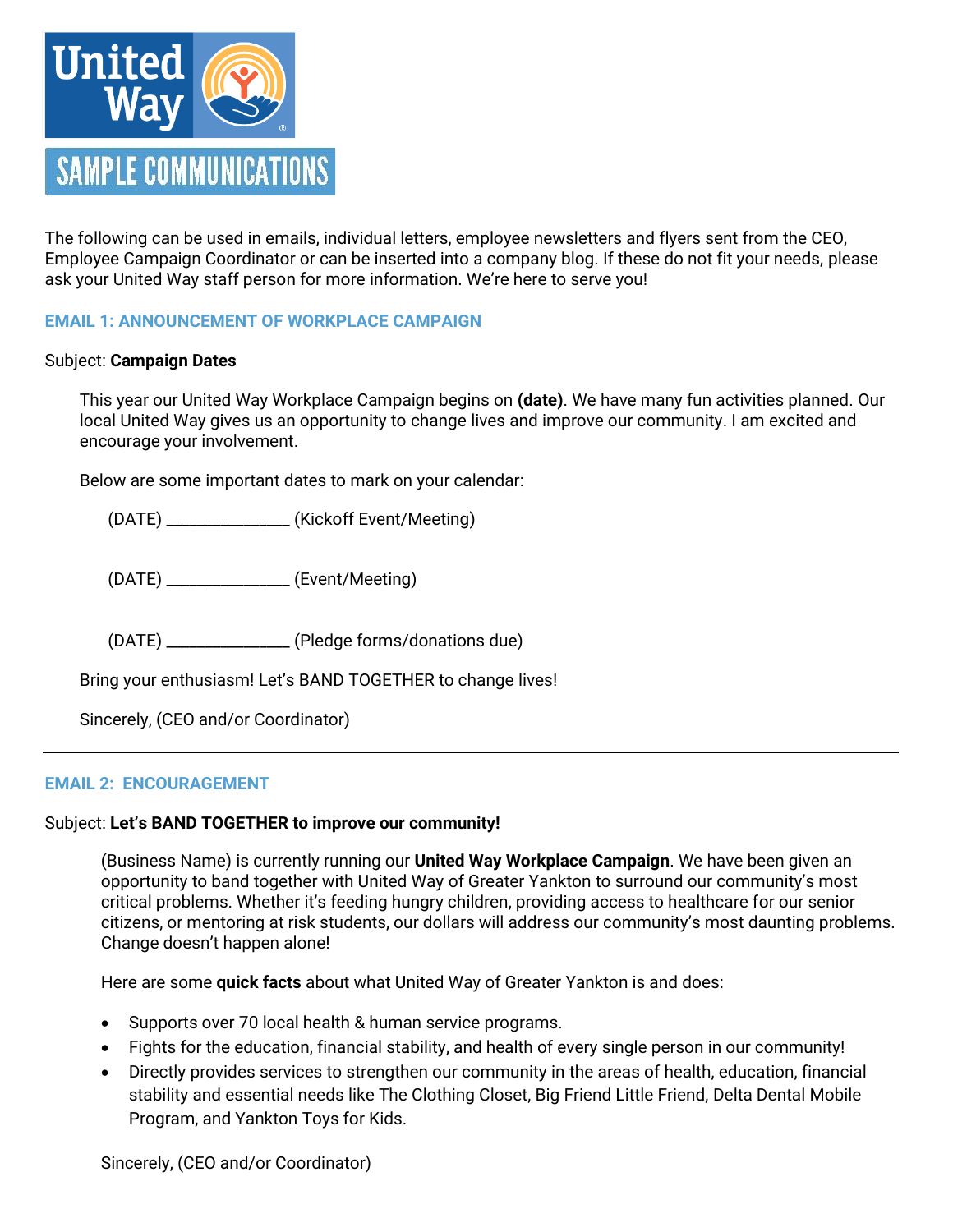# United Way

## SAMPLE COMMUNICATIONS

The following can be used in emails, individual letters, employee newsletters and flyers sent from the CEO, Employee Campaign Coordinator or can be inserted into a company blog. If these do not fit your needs, please ask your United Way staff person for more information. We're here to serve you!

### EMAIL 1: ANNOUNCEMENT OF WORKPLACE CAMPAIGN

Subject: **Campaign Dates**

This year our United Way Workplace Campaign begins on **(date)**. We have many fun activities planned. Our local United Way gives us an opportunity to change lives and improve our community. I am excited and encourage your involvement.

Below are some important dates to mark on your calendar:

(DATE) _______________ (Kickoff Event/Meeting)

(DATE) _______________ (Event/Meeting)

(DATE) _______________ (Pledge forms/donations due)

Bring your enthusiasm! Let's BAND TOGETHER to change lives!

Sincerely, (CEO and/or Coordinator)

---

### EMAIL 2: ENCOURAGEMENT

Subject: **Let's BAND TOGETHER to improve our community!**

(Business Name) is currently running our **United Way Workplace Campaign**. We have been given an opportunity to band together with United Way of Greater Yankton to surround our community's most critical problems. Whether it's feeding hungry children, providing access to healthcare for our senior citizens, or mentoring at risk students, our dollars will address our community's most daunting problems. Change doesn't happen alone!

Here are some **quick facts** about what United Way of Greater Yankton is and does:

- Supports over 70 local health & human service programs.
- Fights for the education, financial stability, and health of every single person in our community!
- Directly provides services to strengthen our community in the areas of health, education, financial stability and essential needs like The Clothing Closet, Big Friend Little Friend, Delta Dental Mobile Program, and Yankton Toys for Kids.

Sincerely, (CEO and/or Coordinator)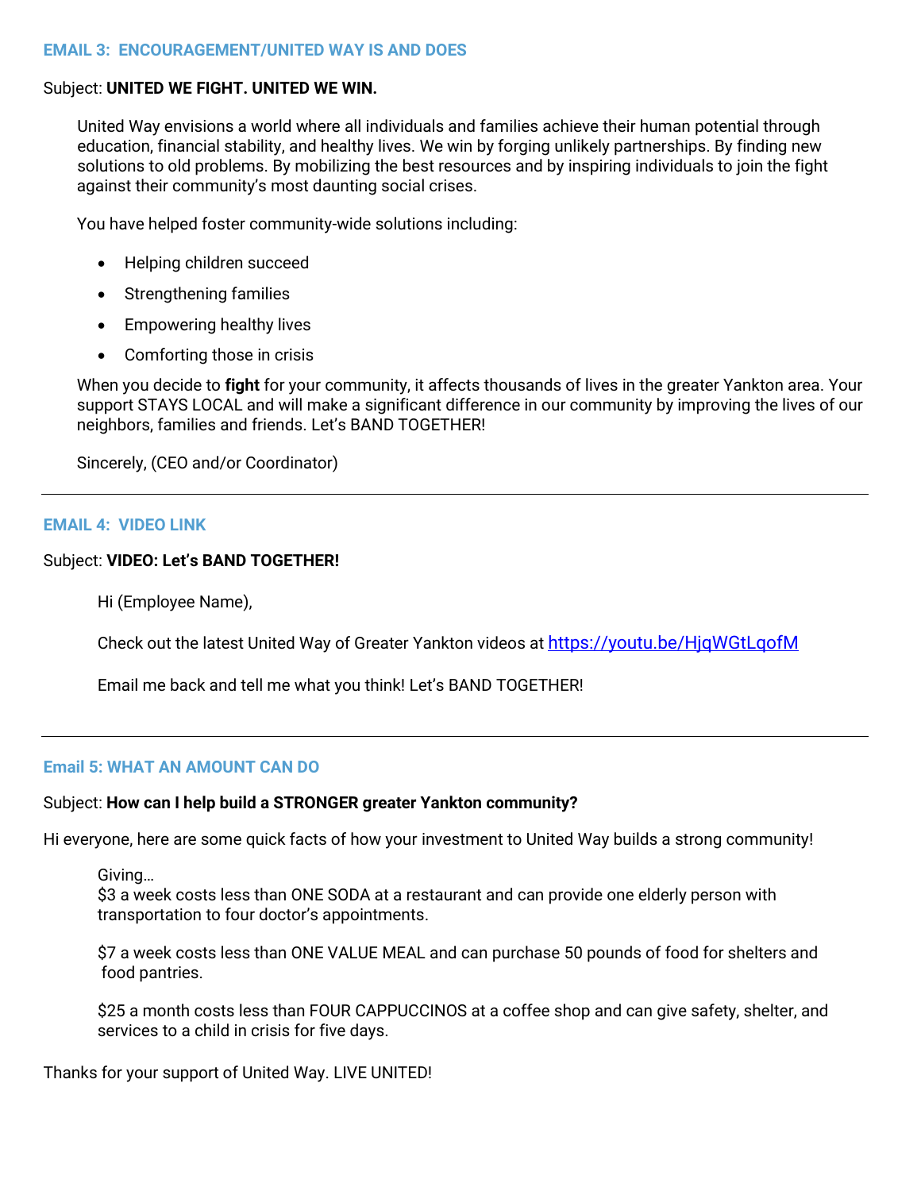### EMAIL 3: ENCOURAGEMENT/UNITED WAY IS AND DOES

Subject: **UNITED WE FIGHT. UNITED WE WIN.**

United Way envisions a world where all individuals and families achieve their human potential through education, financial stability, and healthy lives. We win by forging unlikely partnerships. By finding new solutions to old problems. By mobilizing the best resources and by inspiring individuals to join the fight against their community's most daunting social crises.

You have helped foster community-wide solutions including:

- Helping children succeed
- Strengthening families
- Empowering healthy lives
- Comforting those in crisis

When you decide to **fight** for your community, it affects thousands of lives in the greater Yankton area. Your support STAYS LOCAL and will make a significant difference in our community by improving the lives of our neighbors, families and friends. Let's BAND TOGETHER!

Sincerely, (CEO and/or Coordinator)

---

### EMAIL 4: VIDEO LINK

Subject: **VIDEO: Let's BAND TOGETHER!**

Hi (Employee Name),

Check out the latest United Way of Greater Yankton videos at [https://youtu.be/HjqWGtLqofM](https://youtu.be/HjqWGtLqofM)

Email me back and tell me what you think! Let's BAND TOGETHER!

---

### Email 5: WHAT AN AMOUNT CAN DO

Subject: **How can I help build a STRONGER greater Yankton community?**

Hi everyone, here are some quick facts of how your investment to United Way builds a strong community!

Giving…
$3 a week costs less than ONE SODA at a restaurant and can provide one elderly person with transportation to four doctor's appointments.

$7 a week costs less than ONE VALUE MEAL and can purchase 50 pounds of food for shelters and food pantries.

$25 a month costs less than FOUR CAPPUCCINOS at a coffee shop and can give safety, shelter, and services to a child in crisis for five days.

Thanks for your support of United Way. LIVE UNITED!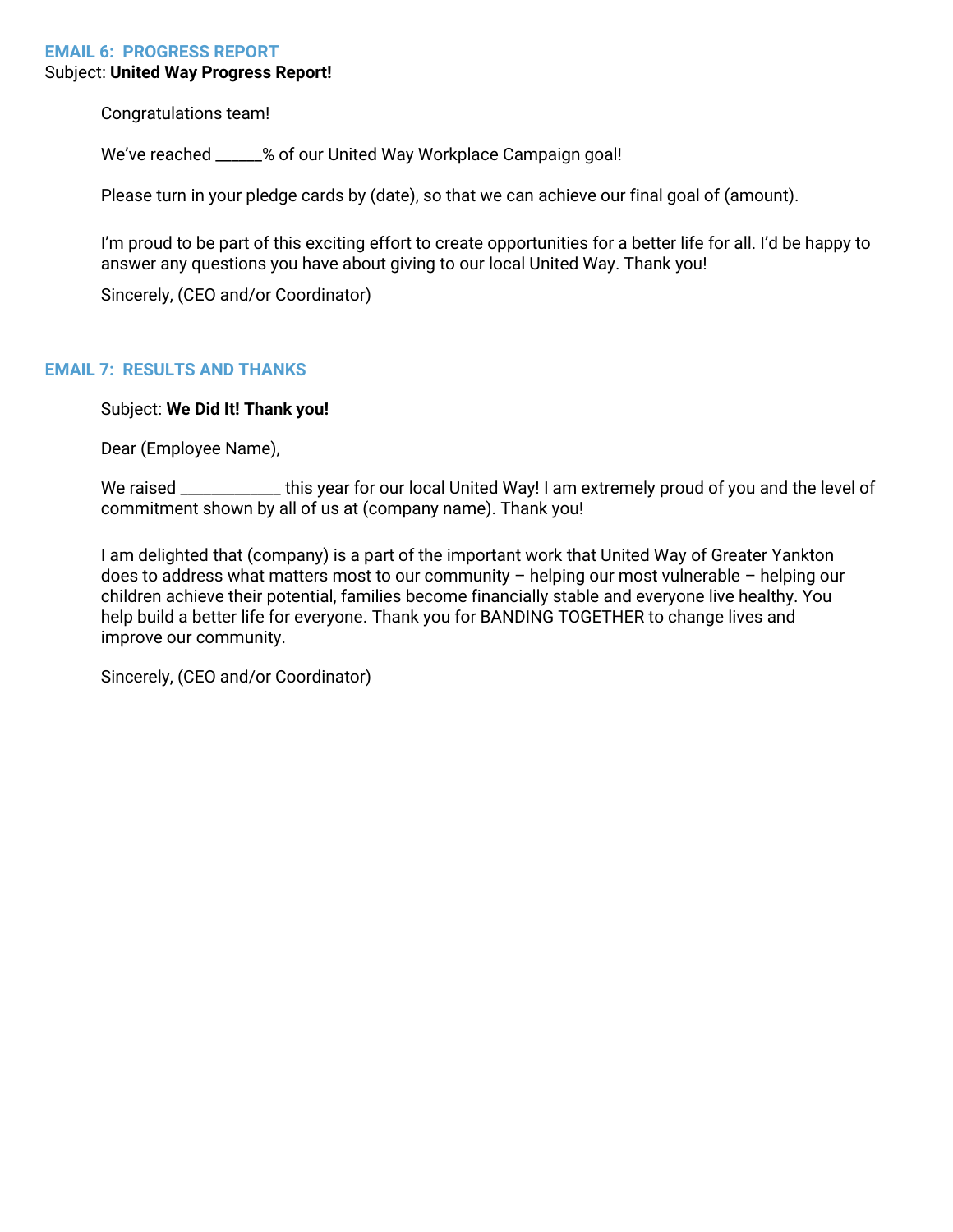## EMAIL 6: PROGRESS REPORT

Subject: **United Way Progress Report!**

Congratulations team!

We've reached ______% of our United Way Workplace Campaign goal!

Please turn in your pledge cards by (date), so that we can achieve our final goal of (amount).

I'm proud to be part of this exciting effort to create opportunities for a better life for all. I'd be happy to answer any questions you have about giving to our local United Way. Thank you!

Sincerely, (CEO and/or Coordinator)

---

## EMAIL 7: RESULTS AND THANKS

Subject: **We Did It! Thank you!**

Dear (Employee Name),

We raised ____________ this year for our local United Way! I am extremely proud of you and the level of commitment shown by all of us at (company name). Thank you!

I am delighted that (company) is a part of the important work that United Way of Greater Yankton does to address what matters most to our community – helping our most vulnerable – helping our children achieve their potential, families become financially stable and everyone live healthy. You help build a better life for everyone. Thank you for BANDING TOGETHER to change lives and improve our community.

Sincerely, (CEO and/or Coordinator)